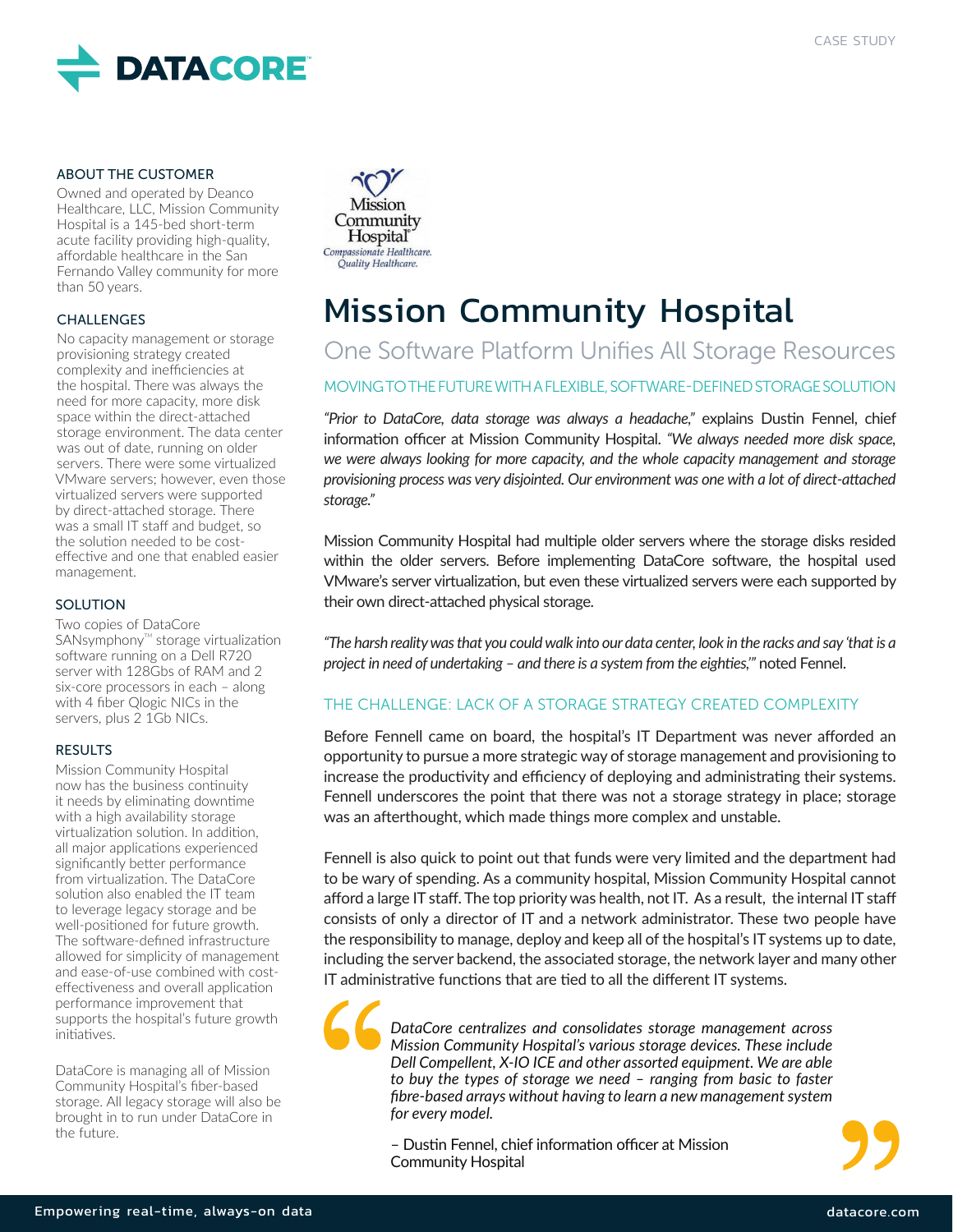CASE STUDY

### ABOUT THE CUSTOMER

Owned and operated by Deanco Healthcare, LLC, Mission Community Hospital is a 145-bed short-term acute facility providing high-quality, affordable healthcare in the San Fernando Valley community for more than 50 years.

### CHALLENGES

No capacity management or storage provisioning strategy created complexity and inefficiencies at the hospital. There was always the need for more capacity, more disk space within the direct-attached storage environment. The data center was out of date, running on older servers. There were some virtualized VMware servers; however, even those virtualized servers were supported by direct-attached storage. There was a small IT staff and budget, so the solution needed to be cost-effective and one that enabled easier management.

### SOLUTION

Two copies of DataCore SANsymphony™ storage virtualization software running on a Dell R720 server with 128Gbs of RAM and 2 six-core processors in each – along with 4 fiber Qlogic NICs in the servers, plus 2 1Gb NICs.

### RESULTS

Mission Community Hospital now has the business continuity it needs by eliminating downtime with a high availability storage virtualization solution. In addition, all major applications experienced significantly better performance from virtualization. The DataCore solution also enabled the IT team to leverage legacy storage and be well-positioned for future growth. The software-defined infrastructure allowed for simplicity of management and ease-of-use combined with cost-effectiveness and overall application performance improvement that supports the hospital's future growth initiatives.

DataCore is managing all of Mission Community Hospital's fiber-based storage. All legacy storage will also be brought in to run under DataCore in the future.

# Mission Community Hospital

## One Software Platform Unifies All Storage Resources

### MOVING TO THE FUTURE WITH A FLEXIBLE, SOFTWARE-DEFINED STORAGE SOLUTION

*"Prior to DataCore, data storage was always a headache,"* explains Dustin Fennel, chief information officer at Mission Community Hospital. *"We always needed more disk space, we were always looking for more capacity, and the whole capacity management and storage provisioning process was very disjointed. Our environment was one with a lot of direct-attached storage."*

Mission Community Hospital had multiple older servers where the storage disks resided within the older servers. Before implementing DataCore software, the hospital used VMware's server virtualization, but even these virtualized servers were each supported by their own direct-attached physical storage.

*"The harsh reality was that you could walk into our data center, look in the racks and say 'that is a project in need of undertaking – and there is a system from the eighties,'"* noted Fennel.

### THE CHALLENGE: LACK OF A STORAGE STRATEGY CREATED COMPLEXITY

Before Fennell came on board, the hospital's IT Department was never afforded an opportunity to pursue a more strategic way of storage management and provisioning to increase the productivity and efficiency of deploying and administrating their systems. Fennell underscores the point that there was not a storage strategy in place; storage was an afterthought, which made things more complex and unstable.

Fennell is also quick to point out that funds were very limited and the department had to be wary of spending. As a community hospital, Mission Community Hospital cannot afford a large IT staff. The top priority was health, not IT. As a result, the internal IT staff consists of only a director of IT and a network administrator. These two people have the responsibility to manage, deploy and keep all of the hospital's IT systems up to date, including the server backend, the associated storage, the network layer and many other IT administrative functions that are tied to all the different IT systems.

> *DataCore centralizes and consolidates storage management across Mission Community Hospital's various storage devices. These include Dell Compellent, X-IO ICE and other assorted equipment. We are able to buy the types of storage we need – ranging from basic to faster fibre-based arrays without having to learn a new management system for every model.*
>
> – Dustin Fennel, chief information officer at Mission Community Hospital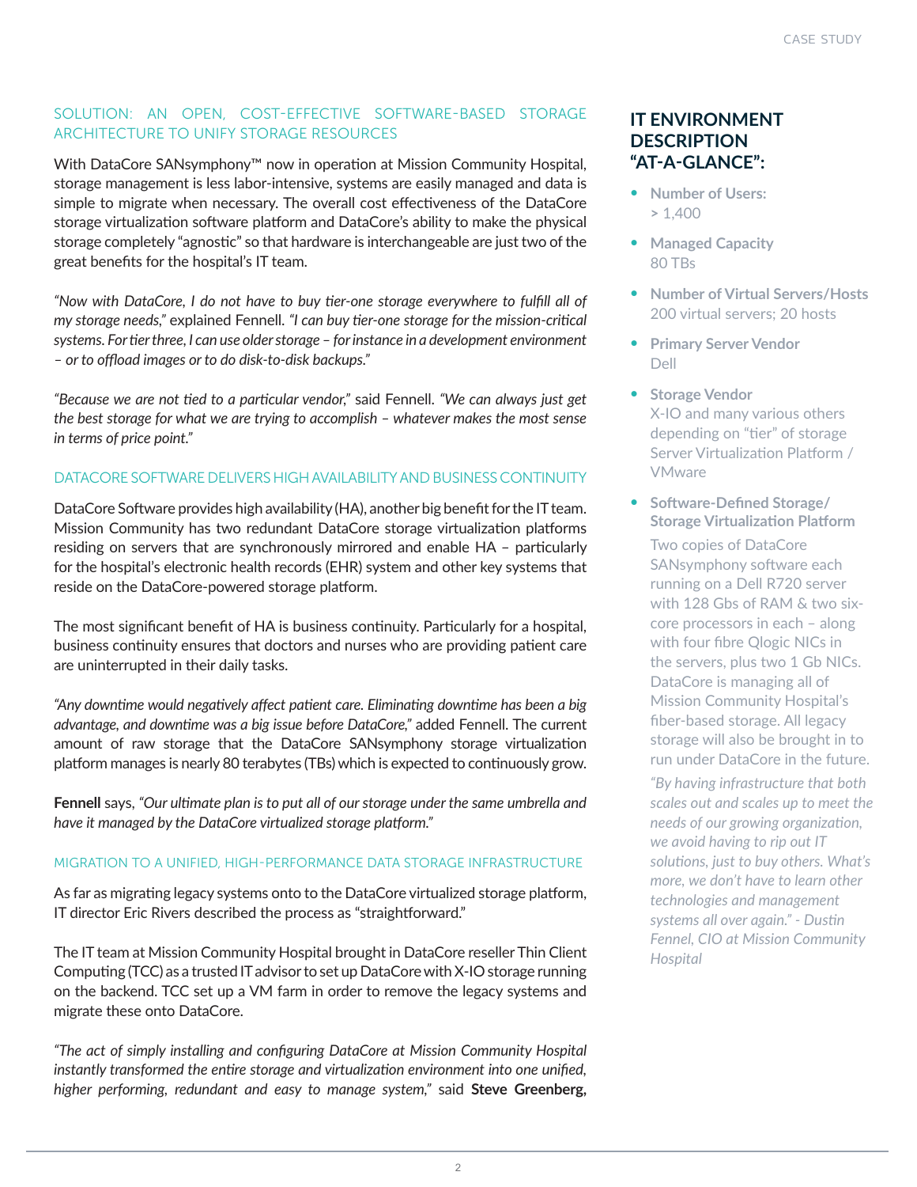## SOLUTION: AN OPEN, COST-EFFECTIVE SOFTWARE-BASED STORAGE ARCHITECTURE TO UNIFY STORAGE RESOURCES

With DataCore SANsymphony™ now in operation at Mission Community Hospital, storage management is less labor-intensive, systems are easily managed and data is simple to migrate when necessary. The overall cost effectiveness of the DataCore storage virtualization software platform and DataCore's ability to make the physical storage completely "agnostic" so that hardware is interchangeable are just two of the great benefits for the hospital's IT team.

*"Now with DataCore, I do not have to buy tier-one storage everywhere to fulfill all of my storage needs,"* explained Fennell. *"I can buy tier-one storage for the mission-critical systems. For tier three, I can use older storage – for instance in a development environment – or to offload images or to do disk-to-disk backups."*

*"Because we are not tied to a particular vendor,"* said Fennell. *"We can always just get the best storage for what we are trying to accomplish – whatever makes the most sense in terms of price point."*

## DATACORE SOFTWARE DELIVERS HIGH AVAILABILITY AND BUSINESS CONTINUITY

DataCore Software provides high availability (HA), another big benefit for the IT team. Mission Community has two redundant DataCore storage virtualization platforms residing on servers that are synchronously mirrored and enable HA – particularly for the hospital's electronic health records (EHR) system and other key systems that reside on the DataCore-powered storage platform.

The most significant benefit of HA is business continuity. Particularly for a hospital, business continuity ensures that doctors and nurses who are providing patient care are uninterrupted in their daily tasks.

*"Any downtime would negatively affect patient care. Eliminating downtime has been a big advantage, and downtime was a big issue before DataCore,"* added Fennell. The current amount of raw storage that the DataCore SANsymphony storage virtualization platform manages is nearly 80 terabytes (TBs) which is expected to continuously grow.

**Fennell** says, *"Our ultimate plan is to put all of our storage under the same umbrella and have it managed by the DataCore virtualized storage platform."*

## MIGRATION TO A UNIFIED, HIGH-PERFORMANCE DATA STORAGE INFRASTRUCTURE

As far as migrating legacy systems onto to the DataCore virtualized storage platform, IT director Eric Rivers described the process as "straightforward."

The IT team at Mission Community Hospital brought in DataCore reseller Thin Client Computing (TCC) as a trusted IT advisor to set up DataCore with X-IO storage running on the backend. TCC set up a VM farm in order to remove the legacy systems and migrate these onto DataCore.

*"The act of simply installing and configuring DataCore at Mission Community Hospital instantly transformed the entire storage and virtualization environment into one unified, higher performing, redundant and easy to manage system,"* said **Steve Greenberg,**

## IT ENVIRONMENT DESCRIPTION "AT-A-GLANCE":

- **Number of Users:**
  > 1,400
- **Managed Capacity**
  80 TBs
- **Number of Virtual Servers/Hosts**
  200 virtual servers; 20 hosts
- **Primary Server Vendor**
  Dell
- **Storage Vendor**
  X-IO and many various others depending on "tier" of storage Server Virtualization Platform / VMware
- **Software-Defined Storage/ Storage Virtualization Platform**
  Two copies of DataCore SANsymphony software each running on a Dell R720 server with 128 Gbs of RAM & two six-core processors in each – along with four fibre Qlogic NICs in the servers, plus two 1 Gb NICs. DataCore is managing all of Mission Community Hospital's fiber-based storage. All legacy storage will also be brought in to run under DataCore in the future.

  *"By having infrastructure that both scales out and scales up to meet the needs of our growing organization, we avoid having to rip out IT solutions, just to buy others. What's more, we don't have to learn other technologies and management systems all over again." - Dustin Fennel, CIO at Mission Community Hospital*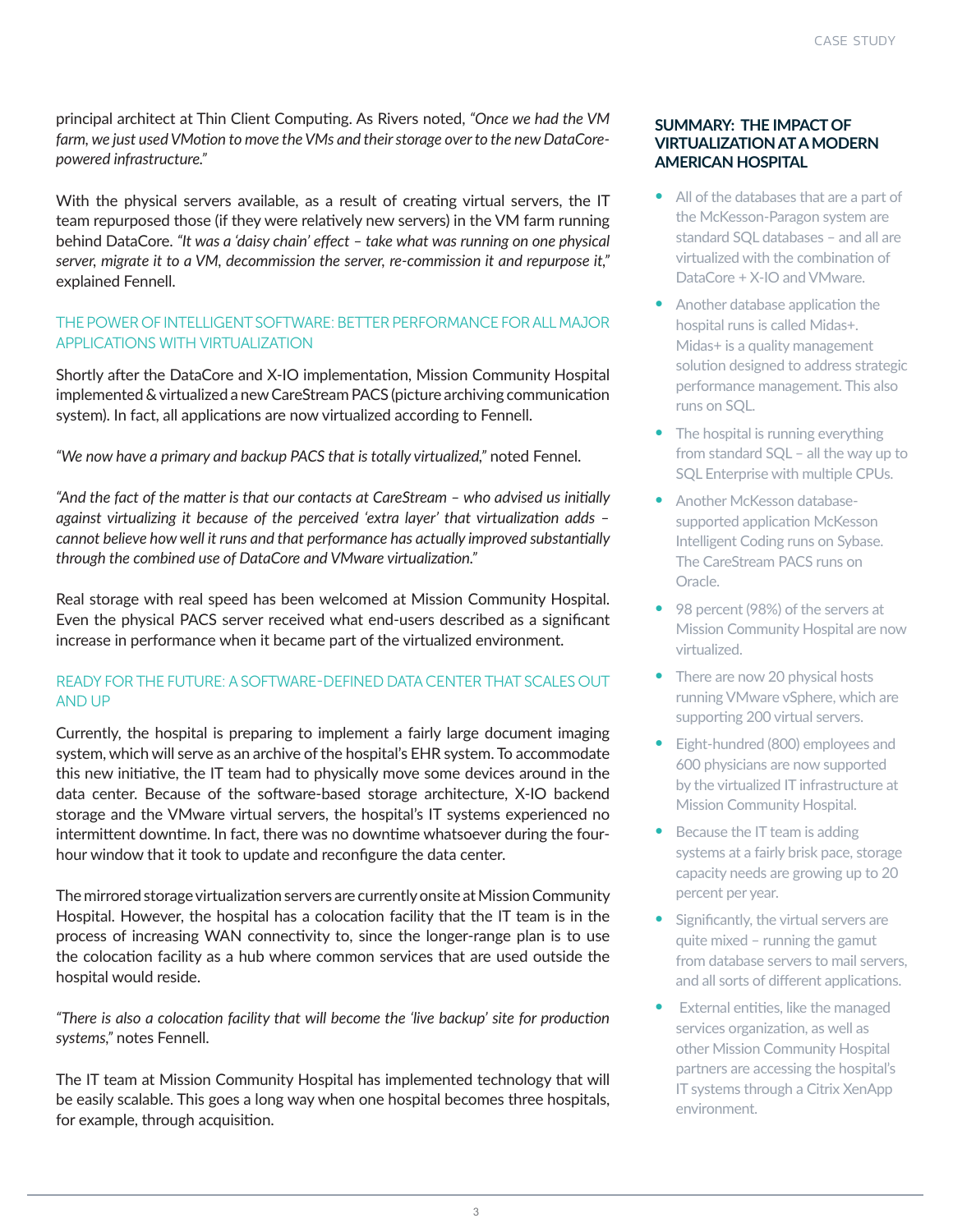principal architect at Thin Client Computing. As Rivers noted, *"Once we had the VM farm, we just used VMotion to move the VMs and their storage over to the new DataCore-powered infrastructure."*

With the physical servers available, as a result of creating virtual servers, the IT team repurposed those (if they were relatively new servers) in the VM farm running behind DataCore. *"It was a 'daisy chain' effect – take what was running on one physical server, migrate it to a VM, decommission the server, re-commission it and repurpose it,"* explained Fennell.

### THE POWER OF INTELLIGENT SOFTWARE: BETTER PERFORMANCE FOR ALL MAJOR APPLICATIONS WITH VIRTUALIZATION

Shortly after the DataCore and X-IO implementation, Mission Community Hospital implemented & virtualized a new CareStream PACS (picture archiving communication system). In fact, all applications are now virtualized according to Fennell.

*"We now have a primary and backup PACS that is totally virtualized,"* noted Fennel.

*"And the fact of the matter is that our contacts at CareStream – who advised us initially against virtualizing it because of the perceived 'extra layer' that virtualization adds – cannot believe how well it runs and that performance has actually improved substantially through the combined use of DataCore and VMware virtualization."*

Real storage with real speed has been welcomed at Mission Community Hospital. Even the physical PACS server received what end-users described as a significant increase in performance when it became part of the virtualized environment.

### READY FOR THE FUTURE: A SOFTWARE-DEFINED DATA CENTER THAT SCALES OUT AND UP

Currently, the hospital is preparing to implement a fairly large document imaging system, which will serve as an archive of the hospital's EHR system. To accommodate this new initiative, the IT team had to physically move some devices around in the data center. Because of the software-based storage architecture, X-IO backend storage and the VMware virtual servers, the hospital's IT systems experienced no intermittent downtime. In fact, there was no downtime whatsoever during the four-hour window that it took to update and reconfigure the data center.

The mirrored storage virtualization servers are currently onsite at Mission Community Hospital. However, the hospital has a colocation facility that the IT team is in the process of increasing WAN connectivity to, since the longer-range plan is to use the colocation facility as a hub where common services that are used outside the hospital would reside.

*"There is also a colocation facility that will become the 'live backup' site for production systems,"* notes Fennell.

The IT team at Mission Community Hospital has implemented technology that will be easily scalable. This goes a long way when one hospital becomes three hospitals, for example, through acquisition.

### SUMMARY: THE IMPACT OF VIRTUALIZATION AT A MODERN AMERICAN HOSPITAL

- All of the databases that are a part of the McKesson-Paragon system are standard SQL databases – and all are virtualized with the combination of DataCore + X-IO and VMware.
- Another database application the hospital runs is called Midas+. Midas+ is a quality management solution designed to address strategic performance management. This also runs on SQL.
- The hospital is running everything from standard SQL – all the way up to SQL Enterprise with multiple CPUs.
- Another McKesson database-supported application McKesson Intelligent Coding runs on Sybase. The CareStream PACS runs on Oracle.
- 98 percent (98%) of the servers at Mission Community Hospital are now virtualized.
- There are now 20 physical hosts running VMware vSphere, which are supporting 200 virtual servers.
- Eight-hundred (800) employees and 600 physicians are now supported by the virtualized IT infrastructure at Mission Community Hospital.
- Because the IT team is adding systems at a fairly brisk pace, storage capacity needs are growing up to 20 percent per year.
- Significantly, the virtual servers are quite mixed – running the gamut from database servers to mail servers, and all sorts of different applications.
- External entities, like the managed services organization, as well as other Mission Community Hospital partners are accessing the hospital's IT systems through a Citrix XenApp environment.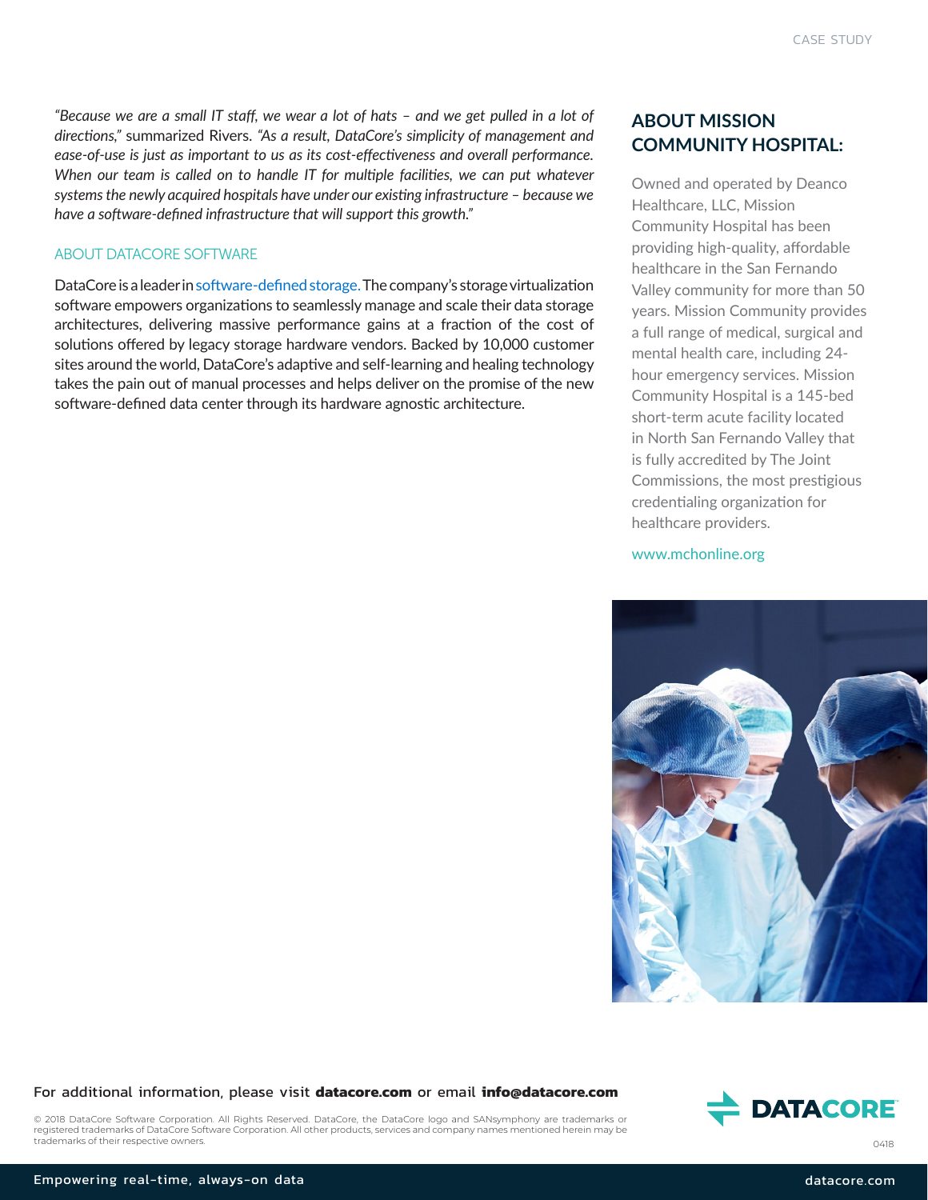*"Because we are a small IT staff, we wear a lot of hats – and we get pulled in a lot of directions,"* summarized Rivers. *"As a result, DataCore's simplicity of management and ease-of-use is just as important to us as its cost-effectiveness and overall performance. When our team is called on to handle IT for multiple facilities, we can put whatever systems the newly acquired hospitals have under our existing infrastructure – because we have a software-defined infrastructure that will support this growth."*

## ABOUT DATACORE SOFTWARE

DataCore is a leader in software-defined storage. The company's storage virtualization software empowers organizations to seamlessly manage and scale their data storage architectures, delivering massive performance gains at a fraction of the cost of solutions offered by legacy storage hardware vendors. Backed by 10,000 customer sites around the world, DataCore's adaptive and self-learning and healing technology takes the pain out of manual processes and helps deliver on the promise of the new software-defined data center through its hardware agnostic architecture.

## ABOUT MISSION COMMUNITY HOSPITAL:

Owned and operated by Deanco Healthcare, LLC, Mission Community Hospital has been providing high-quality, affordable healthcare in the San Fernando Valley community for more than 50 years. Mission Community provides a full range of medical, surgical and mental health care, including 24-hour emergency services. Mission Community Hospital is a 145-bed short-term acute facility located in North San Fernando Valley that is fully accredited by The Joint Commissions, the most prestigious credentialing organization for healthcare providers.

www.mchonline.org

For additional information, please visit **datacore.com** or email **info@datacore.com**

© 2018 DataCore Software Corporation. All Rights Reserved. DataCore, the DataCore logo and SANsymphony are trademarks or registered trademarks of DataCore Software Corporation. All other products, services and company names mentioned herein may be trademarks of their respective owners.

0418

Empowering real-time, always-on data

datacore.com